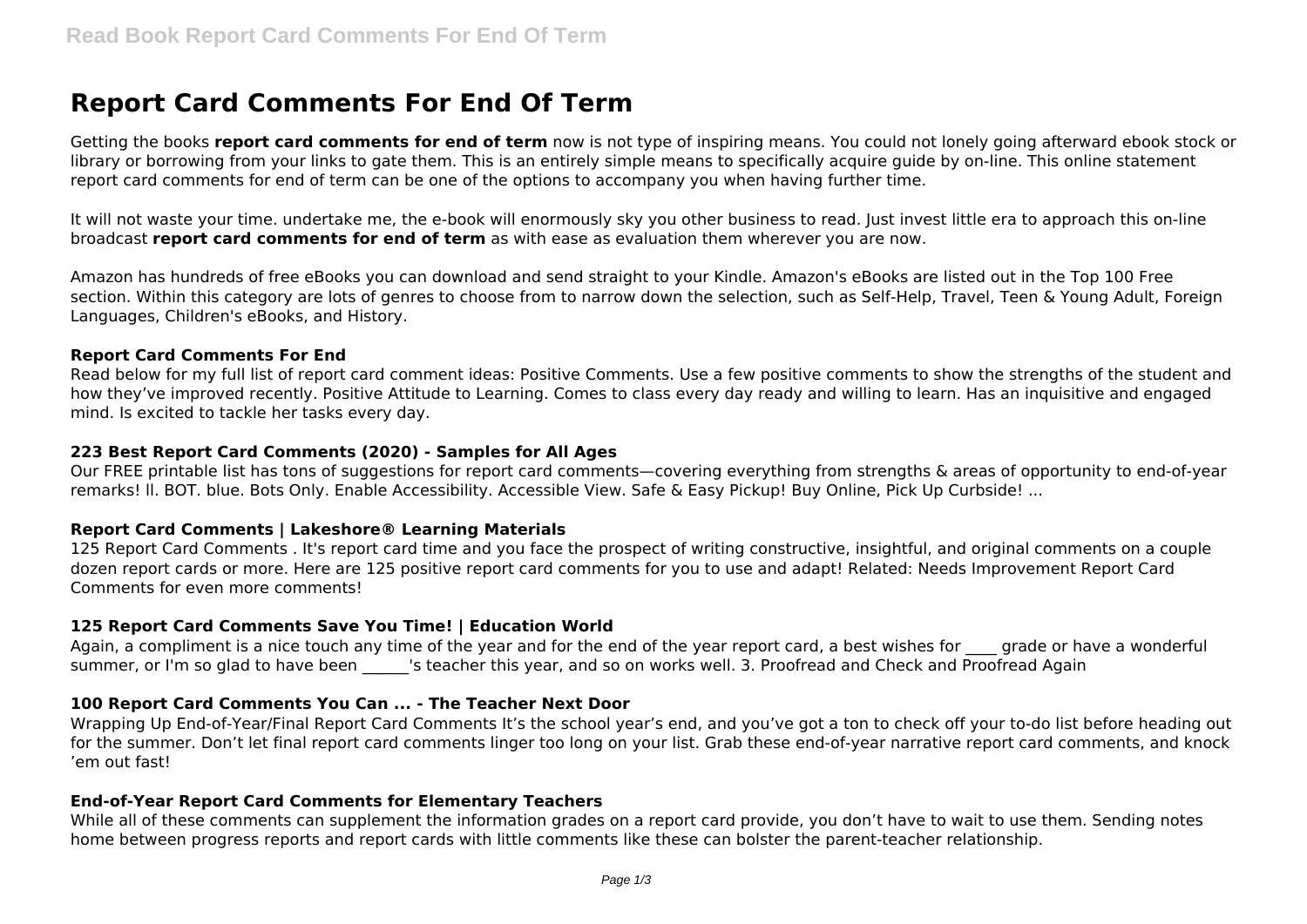# Report Card Comments For End Of Term

Getting the books **report card comments for end of term** now is not type of inspiring means. You could not lonely going afterward ebook stock or library or borrowing from your links to gate them. This is an entirely simple means to specifically acquire guide by on-line. This online statement report card comments for end of term can be one of the options to accompany you when having further time.

It will not waste your time. undertake me, the e-book will enormously sky you other business to read. Just invest little era to approach this on-line broadcast **report card comments for end of term** as with ease as evaluation them wherever you are now.

Amazon has hundreds of free eBooks you can download and send straight to your Kindle. Amazon's eBooks are listed out in the Top 100 Free section. Within this category are lots of genres to choose from to narrow down the selection, such as Self-Help, Travel, Teen & Young Adult, Foreign Languages, Children's eBooks, and History.

### Report Card Comments For End

Read below for my full list of report card comment ideas: Positive Comments. Use a few positive comments to show the strengths of the student and how they've improved recently. Positive Attitude to Learning. Comes to class every day ready and willing to learn. Has an inquisitive and engaged mind. Is excited to tackle her tasks every day.

### 223 Best Report Card Comments (2020) - Samples for All Ages

Our FREE printable list has tons of suggestions for report card comments—covering everything from strengths & areas of opportunity to end-of-year remarks! ll. BOT. blue. Bots Only. Enable Accessibility. Accessible View. Safe & Easy Pickup! Buy Online, Pick Up Curbside! ...

### Report Card Comments | Lakeshore® Learning Materials

125 Report Card Comments . It's report card time and you face the prospect of writing constructive, insightful, and original comments on a couple dozen report cards or more. Here are 125 positive report card comments for you to use and adapt! Related: Needs Improvement Report Card Comments for even more comments!

### 125 Report Card Comments Save You Time! | Education World

Again, a compliment is a nice touch any time of the year and for the end of the year report card, a best wishes for ____ grade or have a wonderful summer, or I'm so glad to have been ______'s teacher this year, and so on works well. 3. Proofread and Check and Proofread Again

### 100 Report Card Comments You Can ... - The Teacher Next Door

Wrapping Up End-of-Year/Final Report Card Comments It's the school year's end, and you've got a ton to check off your to-do list before heading out for the summer. Don't let final report card comments linger too long on your list. Grab these end-of-year narrative report card comments, and knock 'em out fast!

### End-of-Year Report Card Comments for Elementary Teachers

While all of these comments can supplement the information grades on a report card provide, you don't have to wait to use them. Sending notes home between progress reports and report cards with little comments like these can bolster the parent-teacher relationship.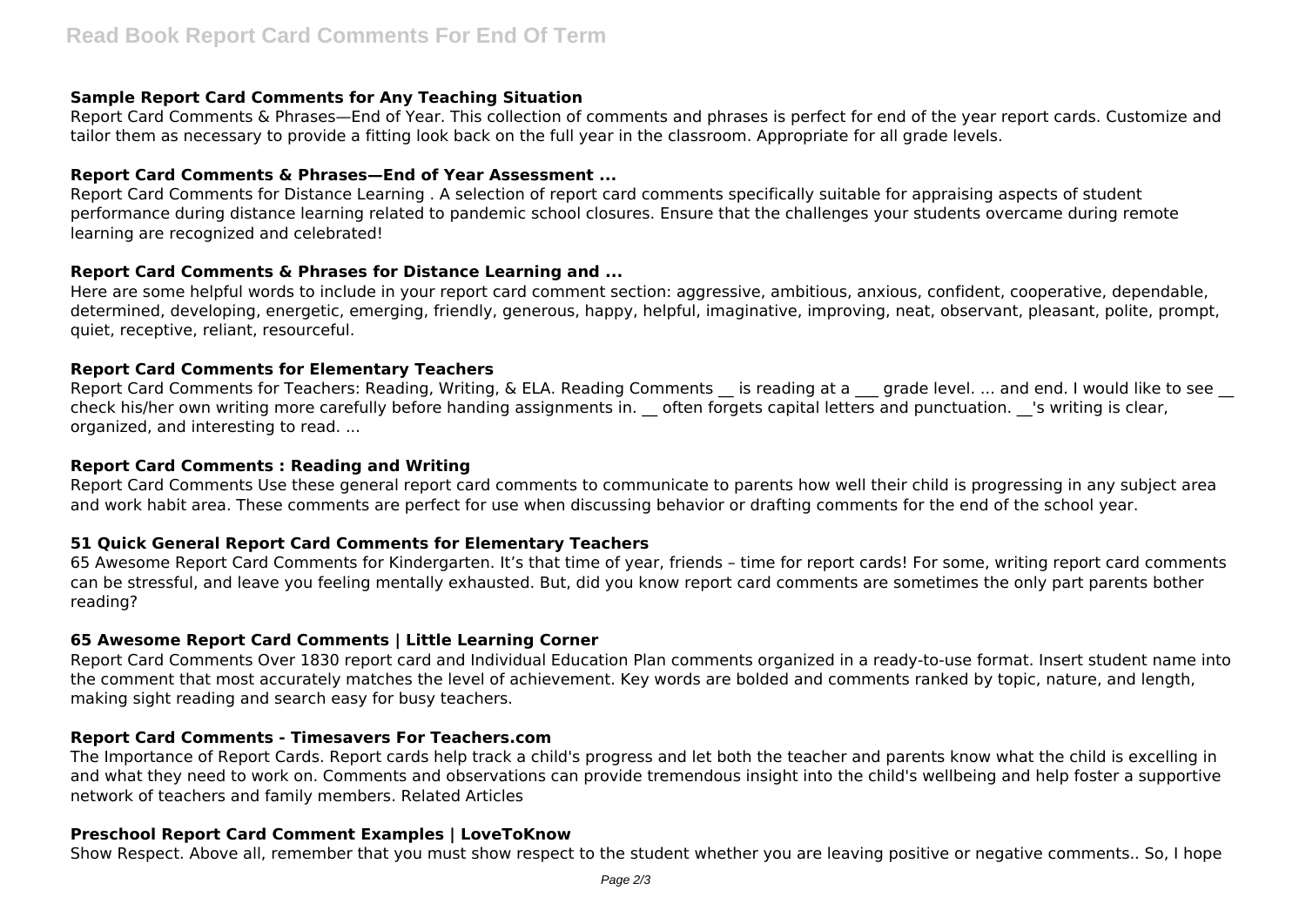### Sample Report Card Comments for Any Teaching Situation

Report Card Comments & Phrases—End of Year. This collection of comments and phrases is perfect for end of the year report cards. Customize and tailor them as necessary to provide a fitting look back on the full year in the classroom. Appropriate for all grade levels.

### Report Card Comments & Phrases—End of Year Assessment ...

Report Card Comments for Distance Learning . A selection of report card comments specifically suitable for appraising aspects of student performance during distance learning related to pandemic school closures. Ensure that the challenges your students overcame during remote learning are recognized and celebrated!

### Report Card Comments & Phrases for Distance Learning and ...

Here are some helpful words to include in your report card comment section: aggressive, ambitious, anxious, confident, cooperative, dependable, determined, developing, energetic, emerging, friendly, generous, happy, helpful, imaginative, improving, neat, observant, pleasant, polite, prompt, quiet, receptive, reliant, resourceful.

### Report Card Comments for Elementary Teachers

Report Card Comments for Teachers: Reading, Writing, & ELA. Reading Comments __ is reading at a ___ grade level. ... and end. I would like to see __ check his/her own writing more carefully before handing assignments in. __ often forgets capital letters and punctuation. __'s writing is clear, organized, and interesting to read. ...

### Report Card Comments : Reading and Writing

Report Card Comments Use these general report card comments to communicate to parents how well their child is progressing in any subject area and work habit area. These comments are perfect for use when discussing behavior or drafting comments for the end of the school year.

### 51 Quick General Report Card Comments for Elementary Teachers

65 Awesome Report Card Comments for Kindergarten. It's that time of year, friends – time for report cards! For some, writing report card comments can be stressful, and leave you feeling mentally exhausted. But, did you know report card comments are sometimes the only part parents bother reading?

### 65 Awesome Report Card Comments | Little Learning Corner

Report Card Comments Over 1830 report card and Individual Education Plan comments organized in a ready-to-use format. Insert student name into the comment that most accurately matches the level of achievement. Key words are bolded and comments ranked by topic, nature, and length, making sight reading and search easy for busy teachers.

### Report Card Comments - Timesavers For Teachers.com

The Importance of Report Cards. Report cards help track a child's progress and let both the teacher and parents know what the child is excelling in and what they need to work on. Comments and observations can provide tremendous insight into the child's wellbeing and help foster a supportive network of teachers and family members. Related Articles

### Preschool Report Card Comment Examples | LoveToKnow

Show Respect. Above all, remember that you must show respect to the student whether you are leaving positive or negative comments.. So, I hope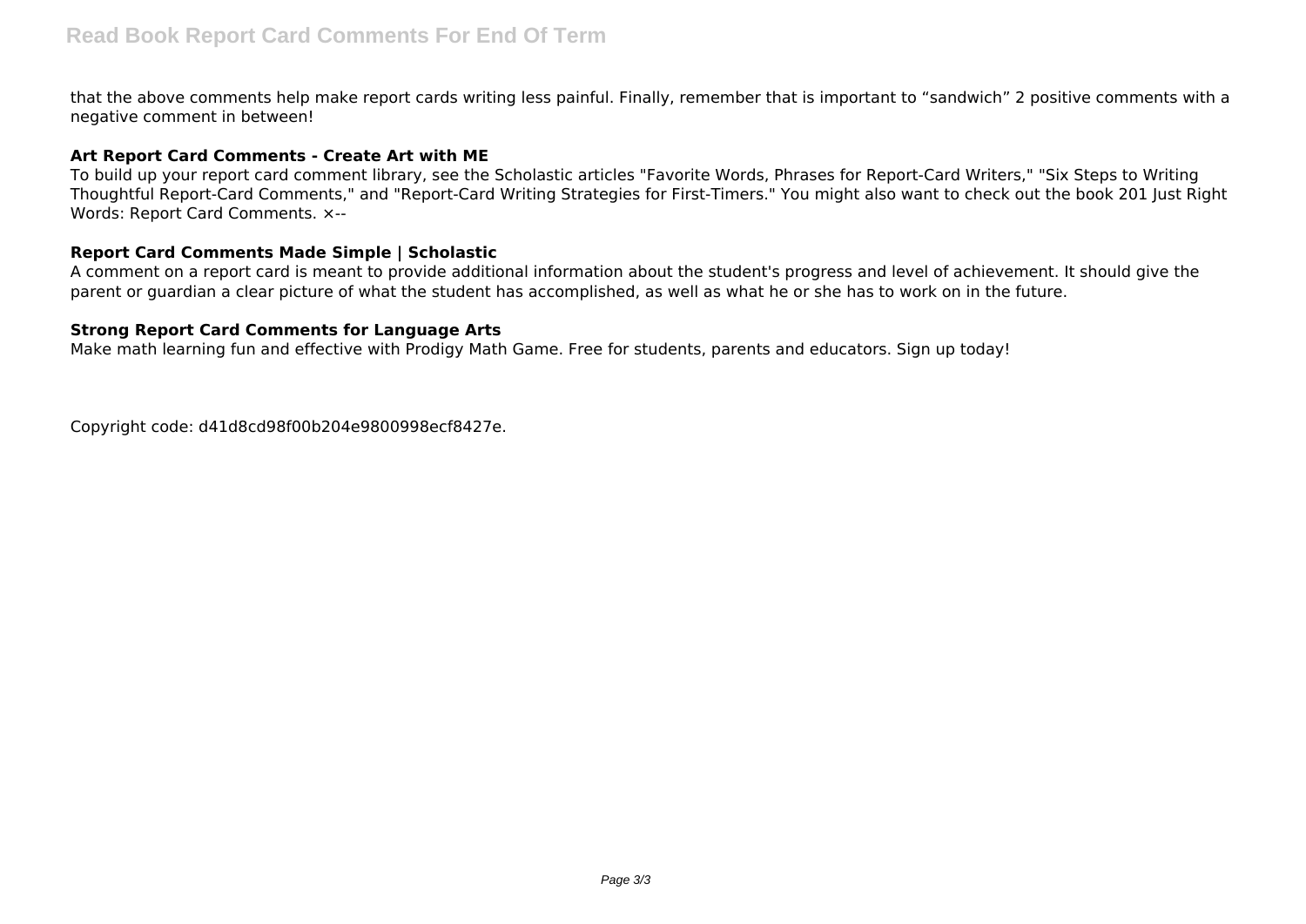that the above comments help make report cards writing less painful. Finally, remember that is important to “sandwich” 2 positive comments with a negative comment in between!

### Art Report Card Comments - Create Art with ME

To build up your report card comment library, see the Scholastic articles "Favorite Words, Phrases for Report-Card Writers," "Six Steps to Writing Thoughtful Report-Card Comments," and "Report-Card Writing Strategies for First-Timers." You might also want to check out the book 201 Just Right Words: Report Card Comments. ×--

### Report Card Comments Made Simple | Scholastic

A comment on a report card is meant to provide additional information about the student's progress and level of achievement. It should give the parent or guardian a clear picture of what the student has accomplished, as well as what he or she has to work on in the future.

### Strong Report Card Comments for Language Arts

Make math learning fun and effective with Prodigy Math Game. Free for students, parents and educators. Sign up today!

Copyright code: d41d8cd98f00b204e9800998ecf8427e.